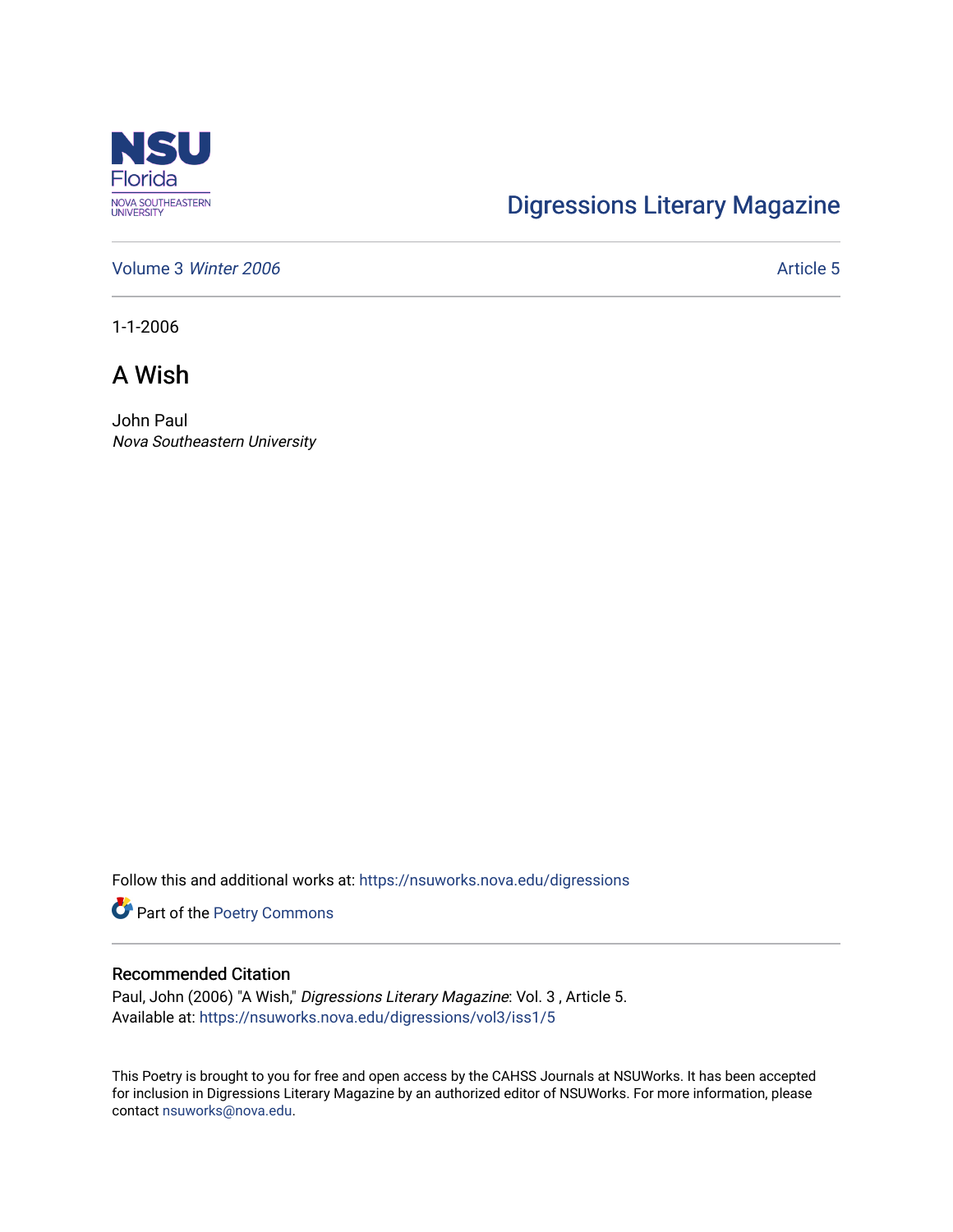Digressions Literary Magazine

Volume 3 *Winter 2006* Article 5

1-1-2006

# A Wish

John Paul
*Nova Southeastern University*

Follow this and additional works at: https://nsuworks.nova.edu/digressions

Part of the Poetry Commons

## Recommended Citation

Paul, John (2006) "A Wish," *Digressions Literary Magazine*: Vol. 3 , Article 5.
Available at: https://nsuworks.nova.edu/digressions/vol3/iss1/5

This Poetry is brought to you for free and open access by the CAHSS Journals at NSUWorks. It has been accepted for inclusion in Digressions Literary Magazine by an authorized editor of NSUWorks. For more information, please contact nsuworks@nova.edu.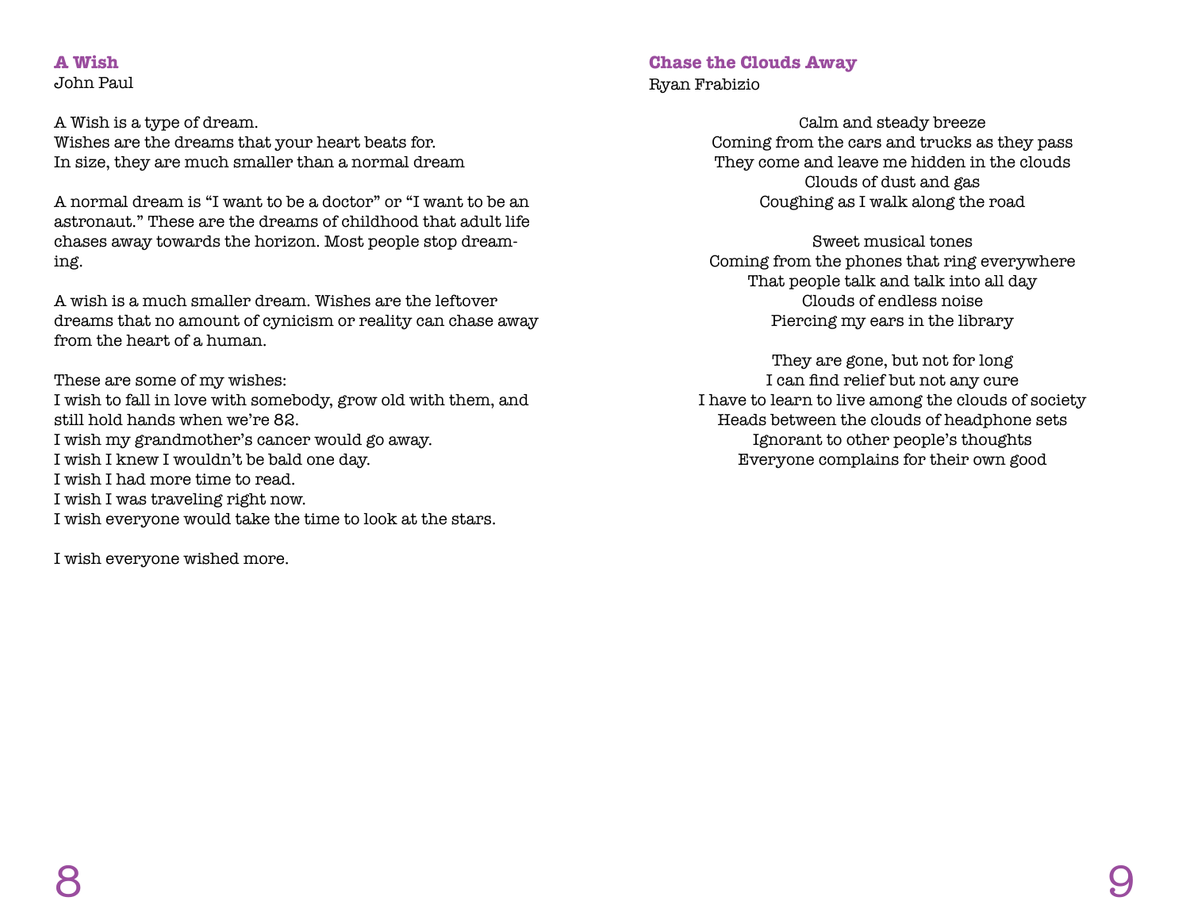## A Wish

John Paul

A Wish is a type of dream.
Wishes are the dreams that your heart beats for.
In size, they are much smaller than a normal dream

A normal dream is "I want to be a doctor" or "I want to be an astronaut." These are the dreams of childhood that adult life chases away towards the horizon. Most people stop dreaming.

A wish is a much smaller dream. Wishes are the leftover dreams that no amount of cynicism or reality can chase away from the heart of a human.

These are some of my wishes:
I wish to fall in love with somebody, grow old with them, and still hold hands when we're 82.
I wish my grandmother's cancer would go away.
I wish I knew I wouldn't be bald one day.
I wish I had more time to read.
I wish I was traveling right now.
I wish everyone would take the time to look at the stars.

I wish everyone wished more.

## Chase the Clouds Away

Ryan Frabizio

Calm and steady breeze
Coming from the cars and trucks as they pass
They come and leave me hidden in the clouds
Clouds of dust and gas
Coughing as I walk along the road

Sweet musical tones
Coming from the phones that ring everywhere
That people talk and talk into all day
Clouds of endless noise
Piercing my ears in the library

They are gone, but not for long
I can find relief but not any cure
I have to learn to live among the clouds of society
Heads between the clouds of headphone sets
Ignorant to other people's thoughts
Everyone complains for their own good